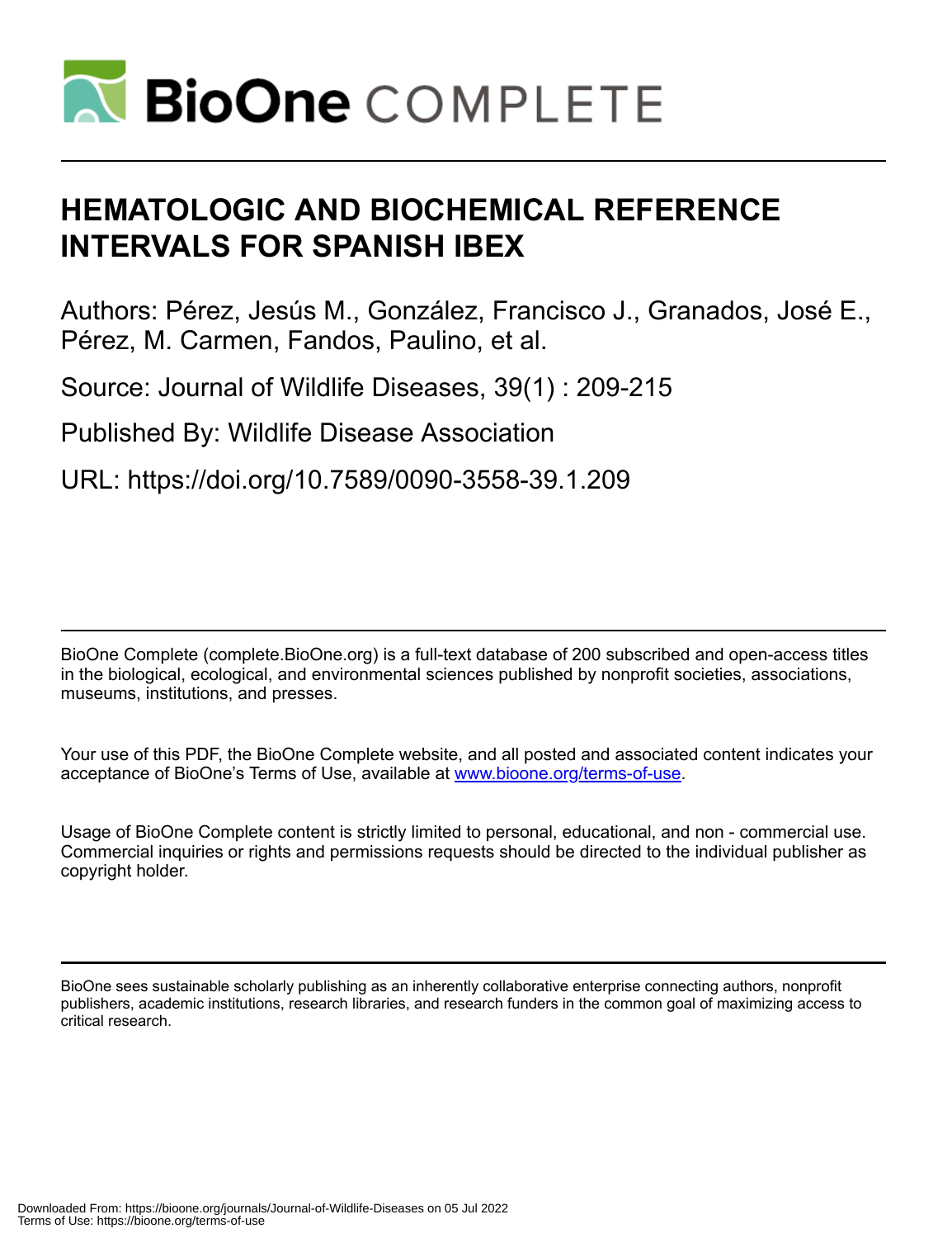# HEMATOLOGIC AND BIOCHEMICAL REFERENCE INTERVALS FOR SPANISH IBEX

Authors: Pérez, Jesús M., González, Francisco J., Granados, José E., Pérez, M. Carmen, Fandos, Paulino, et al.

Source: Journal of Wildlife Diseases, 39(1) : 209-215

Published By: Wildlife Disease Association

URL: https://doi.org/10.7589/0090-3558-39.1.209

BioOne Complete (complete.BioOne.org) is a full-text database of 200 subscribed and open-access titles in the biological, ecological, and environmental sciences published by nonprofit societies, associations, museums, institutions, and presses.

Your use of this PDF, the BioOne Complete website, and all posted and associated content indicates your acceptance of BioOne's Terms of Use, available at www.bioone.org/terms-of-use.

Usage of BioOne Complete content is strictly limited to personal, educational, and non - commercial use. Commercial inquiries or rights and permissions requests should be directed to the individual publisher as copyright holder.

BioOne sees sustainable scholarly publishing as an inherently collaborative enterprise connecting authors, nonprofit publishers, academic institutions, research libraries, and research funders in the common goal of maximizing access to critical research.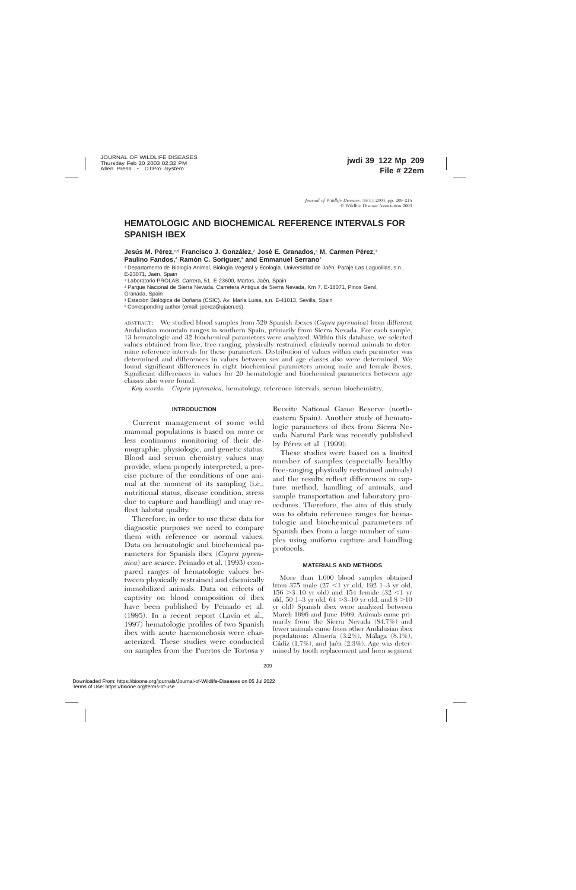# HEMATOLOGIC AND BIOCHEMICAL REFERENCE INTERVALS FOR SPANISH IBEX

**Jesús M. Pérez,**[1,5] **Francisco J. González,**[2] **José E. Granados,**[3] **M. Carmen Pérez,**[3] **Paulino Fandos,**[4] **Ramón C. Soriguer,**[4] **and Emmanuel Serrano**[1]

[1] Departamento de Biología Animal, Biología Vegetal y Ecología. Universidad de Jaén. Paraje Las Lagunillas, s.n., E-23071, Jaén, Spain

[2] Laboratorio PROLAB. Carrera, 51. E-23600, Martos, Jaén, Spain

[3] Parque Nacional de Sierra Nevada. Carretera Antigua de Sierra Nevada, Km 7. E-18071, Pinos Genil, Granada, Spain

[4] Estación Biológica de Doñana (CSIC). Av. María Luisa, s.n. E-41013, Sevilla, Spain

[5] Corresponding author (email: jperez@ujaen.es)

ABSTRACT: We studied blood samples from 529 Spanish ibexes (*Capra pyrenaica*) from different Andalusian mountain ranges in southern Spain, primarily from Sierra Nevada. For each sample, 13 hematologic and 32 biochemical parameters were analyzed. Within this database, we selected values obtained from live, free-ranging, physically restrained, clinically normal animals to determine reference intervals for these parameters. Distribution of values within each parameter was determined and differences in values between sex and age classes also were determined. We found significant differences in eight biochemical parameters among male and female ibexes. Significant differences in values for 20 hematologic and biochemical parameters between age classes also were found.

*Key words:* *Capra pyrenaica*, hematology, reference intervals, serum biochemistry.

## INTRODUCTION

Current management of some wild mammal populations is based on more or less continuous monitoring of their demographic, physiologic, and genetic status. Blood and serum chemistry values may provide, when properly interpreted, a precise picture of the conditions of one animal at the moment of its sampling (i.e., nutritional status, disease condition, stress due to capture and handling) and may reflect habitat quality.

Therefore, in order to use these data for diagnostic purposes we need to compare them with reference or normal values. Data on hematologic and biochemical parameters for Spanish ibex (*Capra pyrenaica*) are scarce. Peinado et al. (1993) compared ranges of hematologic values between physically restrained and chemically immobilized animals. Data on effects of captivity on blood composition of ibex have been published by Peinado et al. (1995). In a recent report (Lavín et al., 1997) hematologic profiles of two Spanish ibex with acute haemonchosis were characterized. These studies were conducted on samples from the Puertos de Tortosa y Beceite National Game Reserve (northeastern Spain). Another study of hematologic parameters of ibex from Sierra Nevada Natural Park was recently published by Pérez et al. (1999).

These studies were based on a limited number of samples (especially healthy free-ranging physically restrained animals) and the results reflect differences in capture method, handling of animals, and sample transportation and laboratory procedures. Therefore, the aim of this study was to obtain reference ranges for hematologic and biochemical parameters of Spanish ibex from a large number of samples using uniform capture and handling protocols.

## MATERIALS AND METHODS

More than 1,000 blood samples obtained from 375 male (27 <1 yr old, 192 1–3 yr old, 156 >3–10 yr old) and 154 female (32 <1 yr old, 50 1–3 yr old, 64 >3–10 yr old, and 8 >10 yr old) Spanish ibex were analyzed between March 1996 and June 1999. Animals came primarily from the Sierra Nevada (84.7%) and fewer animals came from other Andalusian ibex populations: Almería (3.2%), Málaga (8.1%), Cádiz (1.7%), and Jaén (2.3%). Age was determined by tooth replacement and horn segment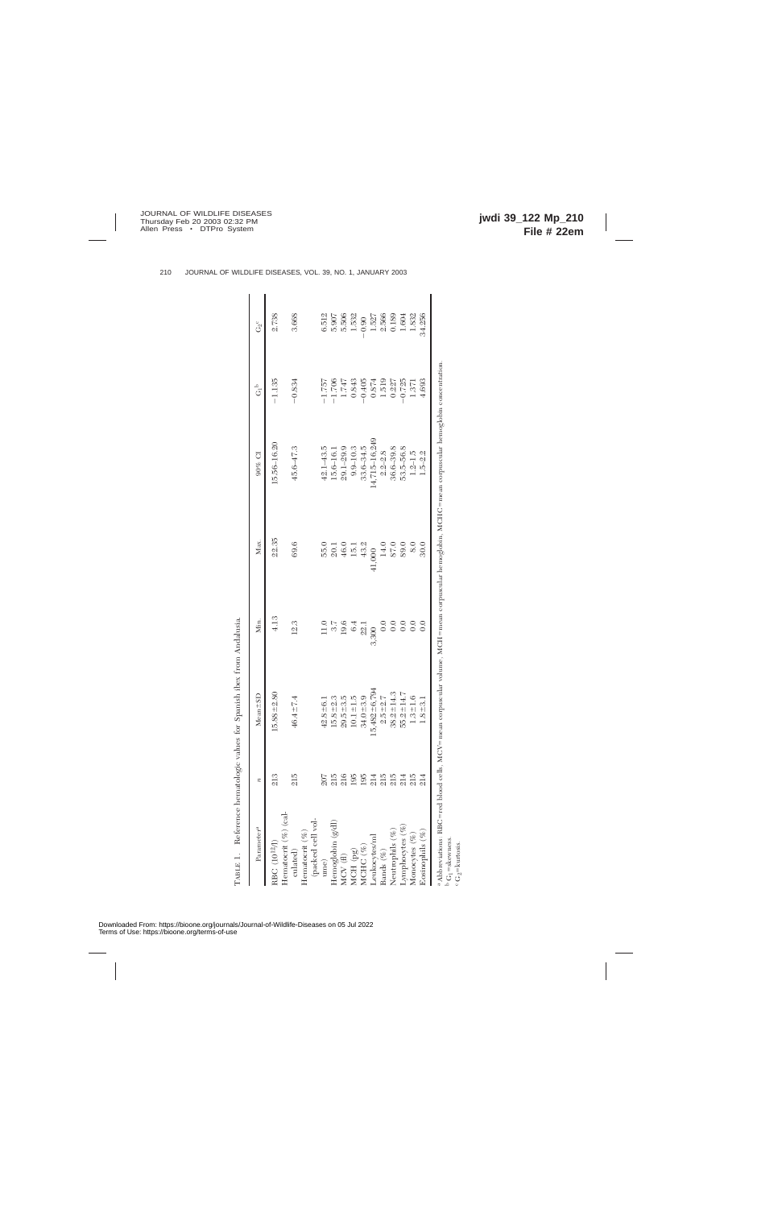TABLE 1. Reference hematologic values for Spanish ibex from Andalusia.

| Parameter[a] | *n* | Mean±SD | Min. | Max. | 90% CI | $G_1$[b] | $G_2$[c] |
|---|---|---|---|---|---|---|---|
| RBC ($10^{12}$/l) | 213 | 15.88±2.80 | 4.13 | 22.35 | 15.56–16.20 | −1.135 | 2.738 |
| Hematocrit (%) (calculated) | 215 | 46.4±7.4 | 12.3 | 69.6 | 45.6–47.3 | −0.834 | 3.668 |
| Hematocrit (%) (packed cell volume) | 207 | 42.8±6.1 | 11.0 | 55.0 | 42.1–43.5 | −1.757 | 6.512 |
| Hemoglobin (g/dl) | 215 | 15.8±2.3 | 3.7 | 20.1 | 15.6–16.1 | −1.706 | 5.907 |
| MCV (fl) | 216 | 29.5±3.5 | 19.6 | 46.0 | 29.1–29.9 | 1.747 | 5.506 |
| MCH (pg) | 195 | 10.1±1.5 | 6.4 | 15.1 | 9.9–10.3 | 0.843 | 1.532 |
| MCHC (%) | 195 | 34.0±3.9 | 22.1 | 43.2 | 33.6–34.5 | −0.405 | −0.90 |
| Leukocytes/ml | 214 | 15,482±6,794 | 3,300 | 41,000 | 14,715–16,249 | 0.874 | 1.527 |
| Bands (%) | 215 | 2.5±2.7 | 0.0 | 14.0 | 2.2–2.8 | 1.519 | 2.566 |
| Neutrophils (%) | 215 | 38.2±14.3 | 0.0 | 87.0 | 36.6–39.8 | 0.227 | 0.189 |
| Lymphocytes (%) | 214 | 55.2±14.7 | 0.0 | 89.0 | 53.5–56.8 | −0.725 | 1.604 |
| Monocytes (%) | 215 | 1.3±1.6 | 0.0 | 8.0 | 1.2–1.5 | 1.371 | 1.832 |
| Eosinophils (%) | 214 | 1.8±3.1 | 0.0 | 30.0 | 1.5–2.2 | 4.693 | 34.256 |

[a] Abbreviations: RBC=red blood cells, MCV=mean corpuscular volume, MCH=mean corpuscular hemoglobin, MCHC=mean corpuscular hemoglobin concentration.
[b] $G_1$=skewness.
[c] $G_2$=kurtosis.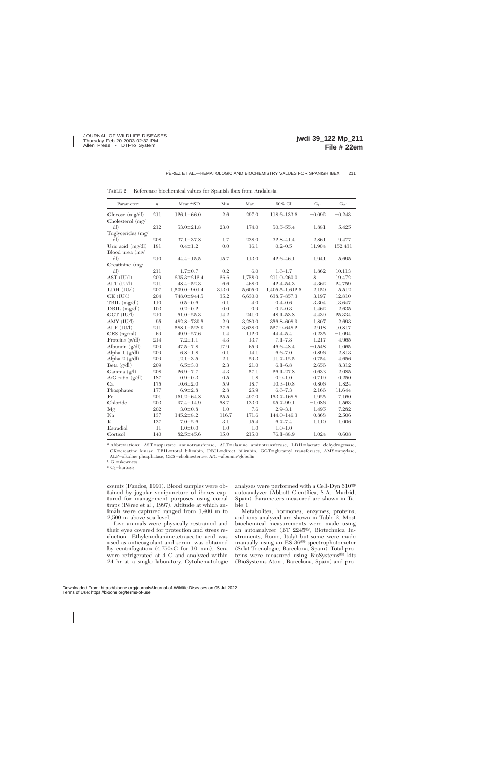TABLE 2. Reference biochemical values for Spanish ibex from Andalusia.

| Parameter[a] | $n$ | Mean±SD | Min. | Max. | 90% CI | $G_1$[b] | $G_2$[c] |
|---|---|---|---|---|---|---|---|
| Glucose (mg/dl) | 211 | 126.1±66.0 | 2.6 | 297.0 | 118.6–133.6 | −0.092 | −0.243 |
| Cholesterol (mg/dl) | 212 | 53.0±21.8 | 23.0 | 174.0 | 50.5–55.4 | 1.881 | 5.425 |
| Triglycerides (mg/dl) | 208 | 37.1±37.8 | 1.7 | 238.0 | 32.8–41.4 | 2.861 | 9.477 |
| Uric acid (mg/dl) | 181 | 0.4±1.2 | 0.0 | 16.1 | 0.2–0.5 | 11.904 | 152.431 |
| Blood urea (mg/dl) | 210 | 44.4±15.5 | 15.7 | 113.0 | 42.6–46.1 | 1.941 | 5.695 |
| Creatinine (mg/dl) | 211 | 1.7±0.7 | 0.2 | 6.0 | 1.6–1.7 | 1.862 | 10.113 |
| AST (IU/l) | 209 | 235.3±212.4 | 26.6 | 1,758.0 | 211.0–260.0 | 8 | 19.472 |
| ALT (IU/l) | 211 | 48.4±52.3 | 6.6 | 468.0 | 42.4–54.3 | 4.362 | 24.759 |
| LDH (IU/l) | 207 | 1,509.0±901.4 | 313.0 | 5,605.0 | 1,405.5–1,612.6 | 2.150 | 5.512 |
| CK (IU/l) | 204 | 748.0±944.5 | 35.2 | 6,630.0 | 638.7–857.3 | 3.197 | 12.810 |
| TBIL (mg/dl) | 110 | 0.5±0.6 | 0.1 | 4.0 | 0.4–0.6 | 3.304 | 13.647 |
| DBIL (mg/dl) | 103 | 0.2±0.2 | 0.0 | 0.9 | 0.2–0.3 | 1.462 | 2.635 |
| GGT (IU/l) | 210 | 51.0±25.3 | 14.2 | 241.0 | 48.1–53.8 | 4.439 | 25.334 |
| AMY (IU/l) | 95 | 482.8±739.5 | 2.9 | 3,280.0 | 356.8–608.9 | 1.807 | 2.693 |
| ALP (IU/l) | 211 | 588.1±528.9 | 37.6 | 3,638.0 | 527.9–648.2 | 2.918 | 10.817 |
| CES (ng/ml) | 69 | 49.9±27.6 | 1.4 | 112.0 | 44.4–5.4 | 0.235 | −1.094 |
| Proteins (g/dl) | 214 | 7.2±1.1 | 4.3 | 13.7 | 7.1–7.3 | 1.217 | 4.965 |
| Albumin (g/dl) | 209 | 47.5±7.8 | 17.9 | 65.9 | 46.6–48.4 | −0.548 | 1.065 |
| Alpha 1 (g/dl) | 209 | 6.8±1.8 | 0.1 | 14.1 | 6.6–7.0 | 0.896 | 2.813 |
| Alpha 2 (g/dl) | 209 | 12.1±3.5 | 2.1 | 29.3 | 11.7–12.5 | 0.754 | 4.656 |
| Beta (g/dl) | 209 | 6.5±3.0 | 2.3 | 21.0 | 6.1–6.8 | 2.656 | 8.312 |
| Gamma (g/l) | 208 | 26.9±7.7 | 4.3 | 57.1 | 26.1–27.8 | 0.633 | 2.085 |
| A/G ratio (g/dl) | 187 | 0.9±0.3 | 0.5 | 1.8 | 0.9–1.0 | 0.719 | 0.250 |
| Ca | 175 | 10.6±2.0 | 5.9 | 18.7 | 10.3–10.8 | 0.806 | 1.824 |
| Phosphates | 177 | 6.9±2.8 | 2.8 | 25.9 | 6.6–7.3 | 2.166 | 11.644 |
| Fe | 201 | 161.2±64.8 | 25.5 | 497.0 | 153.7–168.8 | 1.925 | 7.160 |
| Chloride | 203 | 97.4±14.9 | 58.7 | 133.0 | 95.7–99.1 | −1.086 | 1.563 |
| Mg | 202 | 3.0±0.8 | 1.0 | 7.6 | 2.9–3.1 | 1.495 | 7.282 |
| Na | 137 | 145.2±8.2 | 116.7 | 171.6 | 144.0–146.3 | 0.868 | 2.506 |
| K | 137 | 7.0±2.6 | 3.1 | 15.4 | 6.7–7.4 | 1.110 | 1.006 |
| Estradiol | 11 | 1.0±0.0 | 1.0 | 1.0 | 1.0–1.0 | | |
| Cortisol | 140 | 82.5±45.6 | 15.0 | 215.0 | 76.1–88.9 | 1.024 | 0.608 |

[a] Abbreviations: AST=aspartate aminotransferase, ALT=alanine aminotransferase, LDH=lactate dehydrogenase, CK=creatine kinase, TBIL=total bilirubin, DBIL=direct bilirubin, GGT=glutamyl transferases, AMY=amylase, ALP=alkaline phosphatase, CES=cholinesterase, A/G=albumin/globulin.

[b] $G_1$=skewness.

[c] $G_2$=kurtosis.

counts (Fandos, 1991). Blood samples were obtained by jugular venipuncture of ibexes captured for management purposes using corral traps (Pérez et al., 1997). Altitude at which animals were captured ranged from 1,400 m to 2,500 m above sea level.

Live animals were physically restrained and their eyes covered for protection and stress reduction. Ethylenediaminetetraacetic acid was used as anticoagulant and serum was obtained by centrifugation (4,750xG for 10 min). Sera were refrigerated at 4 C and analyzed within 24 hr at a single laboratory. Cytohematologic analyses were performed with a Cell-Dyn 610® autoanalyzer (Abbott Científica, S.A., Madrid, Spain). Parameters measured are shown in Table 1.

Metabolites, hormones, enzymes, proteins, and ions analyzed are shown in Table 2. Most biochemical measurements were made using an autoanalyzer (BT 2245®, Biotechnica Instruments, Rome, Italy) but some were made manually using an ES 36® spectrophotometer (Sclat Tecnologic, Barcelona, Spain). Total proteins were measured using BioSystems® kits (BioSystems-Atom, Barcelona, Spain) and pro-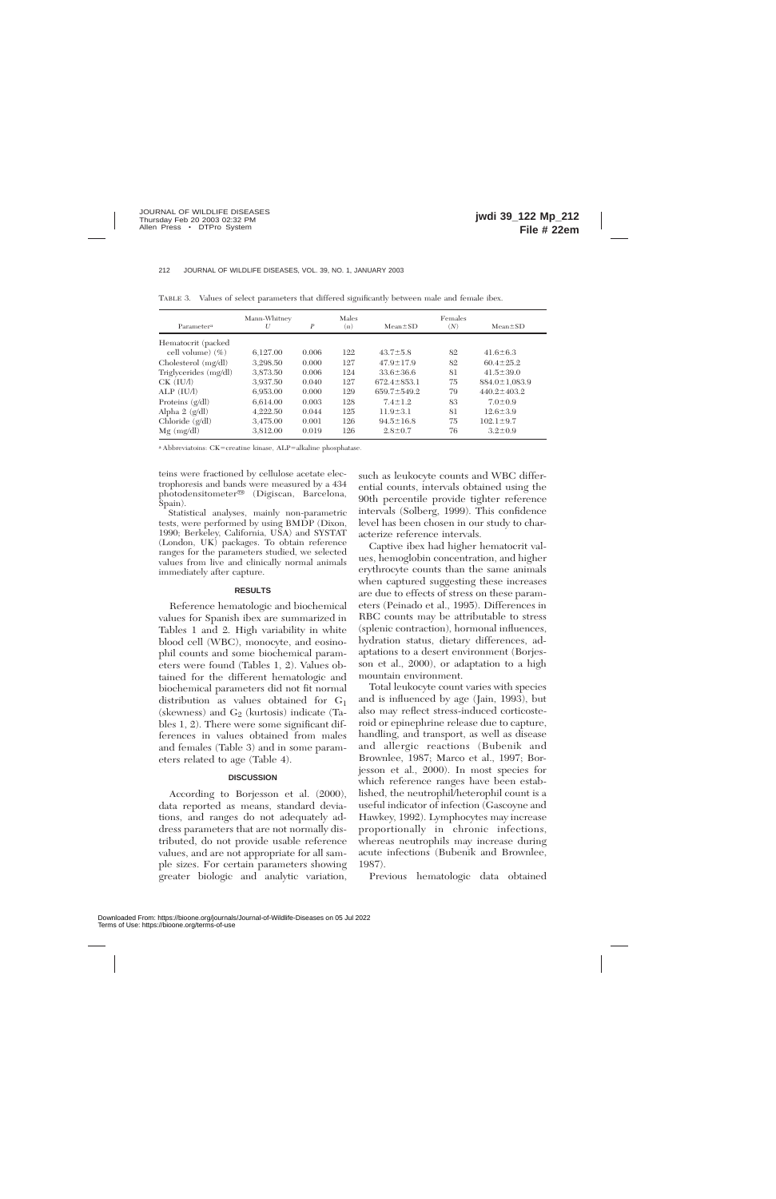TABLE 3. Values of select parameters that differed significantly between male and female ibex.

| Parameter[a] | Mann-Whitney U | P | Males (n) | Mean±SD | Females (N) | Mean±SD |
|---|---|---|---|---|---|---|
| Hematocrit (packed cell volume) (%) | 6,127.00 | 0.006 | 122 | 43.7±5.8 | 82 | 41.6±6.3 |
| Cholesterol (mg/dl) | 3,298.50 | 0.000 | 127 | 47.9±17.9 | 82 | 60.4±25.2 |
| Triglycerides (mg/dl) | 3,873.50 | 0.006 | 124 | 33.6±36.6 | 81 | 41.5±39.0 |
| CK (IU/l) | 3,937.50 | 0.040 | 127 | 672.4±853.1 | 75 | 884.0±1,083.9 |
| ALP (IU/l) | 6,953.00 | 0.000 | 129 | 659.7±549.2 | 79 | 440.2±403.2 |
| Proteins (g/dl) | 6,614.00 | 0.003 | 128 | 7.4±1.2 | 83 | 7.0±0.9 |
| Alpha 2 (g/dl) | 4,222.50 | 0.044 | 125 | 11.9±3.1 | 81 | 12.6±3.9 |
| Chloride (g/dl) | 3,475.00 | 0.001 | 126 | 94.5±16.8 | 75 | 102.1±9.7 |
| Mg (mg/dl) | 3,812.00 | 0.019 | 126 | 2.8±0.7 | 76 | 3.2±0.9 |

[a] Abbreviatoins: CK=creatine kinase, ALP=alkaline phosphatase.

teins were fractioned by cellulose acetate electrophoresis and bands were measured by a 434 photodensitometer® (Digiscan, Barcelona, Spain).

Statistical analyses, mainly non-parametric tests, were performed by using BMDP (Dixon, 1990; Berkeley, California, USA) and SYSTAT (London, UK) packages. To obtain reference ranges for the parameters studied, we selected values from live and clinically normal animals immediately after capture.

## RESULTS

Reference hematologic and biochemical values for Spanish ibex are summarized in Tables 1 and 2. High variability in white blood cell (WBC), monocyte, and eosinophil counts and some biochemical parameters were found (Tables 1, 2). Values obtained for the different hematologic and biochemical parameters did not fit normal distribution as values obtained for $G_1$ (skewness) and $G_2$ (kurtosis) indicate (Tables 1, 2). There were some significant differences in values obtained from males and females (Table 3) and in some parameters related to age (Table 4).

## DISCUSSION

According to Borjesson et al. (2000), data reported as means, standard deviations, and ranges do not adequately address parameters that are not normally distributed, do not provide usable reference values, and are not appropriate for all sample sizes. For certain parameters showing greater biologic and analytic variation, such as leukocyte counts and WBC differential counts, intervals obtained using the 90th percentile provide tighter reference intervals (Solberg, 1999). This confidence level has been chosen in our study to characterize reference intervals.

Captive ibex had higher hematocrit values, hemoglobin concentration, and higher erythrocyte counts than the same animals when captured suggesting these increases are due to effects of stress on these parameters (Peinado et al., 1995). Differences in RBC counts may be attributable to stress (splenic contraction), hormonal influences, hydration status, dietary differences, adaptations to a desert environment (Borjesson et al., 2000), or adaptation to a high mountain environment.

Total leukocyte count varies with species and is influenced by age (Jain, 1993), but also may reflect stress-induced corticosteroid or epinephrine release due to capture, handling, and transport, as well as disease and allergic reactions (Bubenik and Brownlee, 1987; Marco et al., 1997; Borjesson et al., 2000). In most species for which reference ranges have been established, the neutrophil/heterophil count is a useful indicator of infection (Gascoyne and Hawkey, 1992). Lymphocytes may increase proportionally in chronic infections, whereas neutrophils may increase during acute infections (Bubenik and Brownlee, 1987).

Previous hematologic data obtained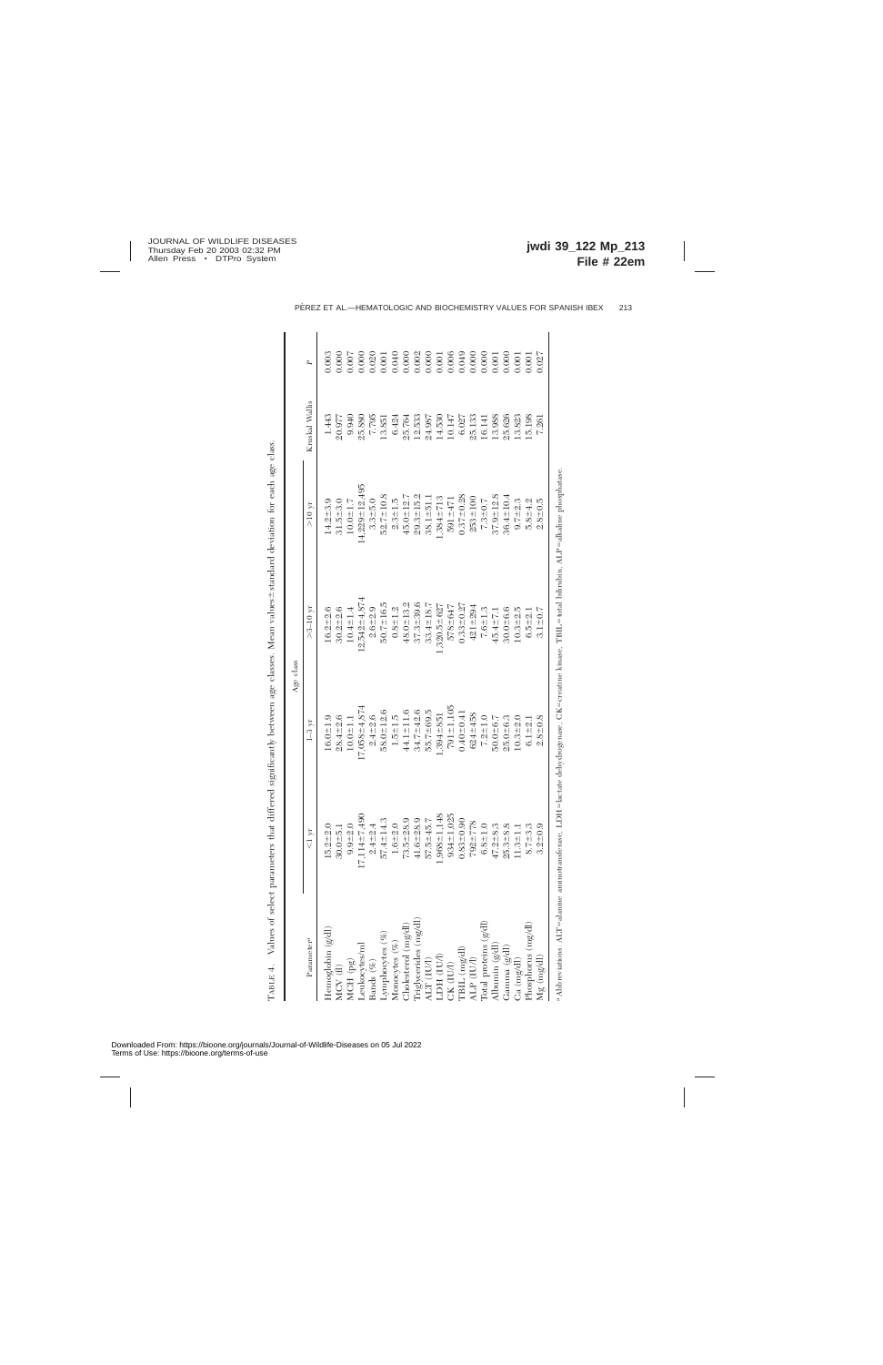TABLE 4. Values of select parameters that differed significantly between age classes. Mean values ± standard deviation for each age class.

| Parameter[a] | Age class | | | | Kruskal Wallis | P |
|---|---|---|---|---|---|---|
| | <1 yr | 1–3 yr | >3–10 yr | >10 yr | | |
| Hemoglobin (g/dl) | 15.2±2.0 | 16.0±1.9 | 16.2±2.6 | 14.2±3.9 | 1.443 | 0.003 |
| MCV (fl) | 30.0±5.1 | 28.4±2.6 | 30.2±2.6 | 31.5±3.0 | 20.977 | 0.000 |
| MCH (pg) | 9.9±2.0 | 10.0±1.1 | 10.4±1.4 | 10.0±1.7 | 9.940 | 0.007 |
| Leukocytes/ml | 17,114±7,490 | 17,058±4,874 | 12,542±4,874 | 14,229±12,495 | 25.880 | 0.000 |
| Bands (%) | 2.4±2.4 | 2.4±2.6 | 2.6±2.9 | 3.3±5.0 | 7.795 | 0.020 |
| Lymphocytes (%) | 57.4±14.3 | 58.0±12.6 | 50.7±16.5 | 52.7±10.8 | 13.851 | 0.001 |
| Monocytes (%) | 1.6±2.0 | 1.5±1.5 | 0.8±1.2 | 2.3±1.5 | 6.424 | 0.040 |
| Cholesterol (mg/dl) | 73.5±28.9 | 44.1±11.6 | 48.0±13.2 | 45.0±12.7 | 25.764 | 0.000 |
| Triglycerides (mg/dl) | 41.6±28.9 | 34.7±42.6 | 37.3±39.6 | 29.3±15.2 | 12.533 | 0.002 |
| ALT (IU/l) | 57.5±45.7 | 55.7±69.5 | 33.4±18.7 | 38.1±51.1 | 24.987 | 0.000 |
| LDH (IU/l) | 1,968±1,148 | 1,394±851 | 1,320.5±627 | 1,384±713 | 14.530 | 0.001 |
| CK (IU/l) | 934±1,025 | 791±1,105 | 578±647 | 591±471 | 10.147 | 0.006 |
| TBIL (mg/dl) | 0.83±0.90 | 0.40±0.41 | 0.33±0.27 | 0.37±0.28 | 6.027 | 0.049 |
| ALP (IU/l) | 792±778 | 624±458 | 421±294 | 253±100 | 25.133 | 0.000 |
| Total proteins (g/dl) | 6.8±1.0 | 7.2±1.0 | 7.6±1.3 | 7.3±0.7 | 16.141 | 0.000 |
| Albumin (g/dl) | 47.2±8.3 | 50.0±6.7 | 45.4±7.1 | 37.9±12.8 | 13.988 | 0.001 |
| Gamma (g/dl) | 25.3±8.8 | 25.0±6.3 | 30.0±6.6 | 36.4±10.4 | 25.626 | 0.000 |
| Ca (mg/dl) | 11.3±1.1 | 10.3±2.0 | 10.3±2.5 | 9.7±2.3 | 13.823 | 0.001 |
| Phosphorus (mg/dl) | 8.7±3.3 | 6.1±2.1 | 6.5±2.1 | 5.8±4.2 | 15.198 | 0.001 |
| Mg (mg/dl) | 3.2±0.9 | 2.8±0.8 | 3.1±0.7 | 2.8±0.5 | 7.261 | 0.027 |

[a] Abbreviations: ALT=alanine aminotransferase, LDH=lactate dehydrogenase, CK=creatine kinase, TBIL=total bilirubin, ALP=alkaline phosphatase.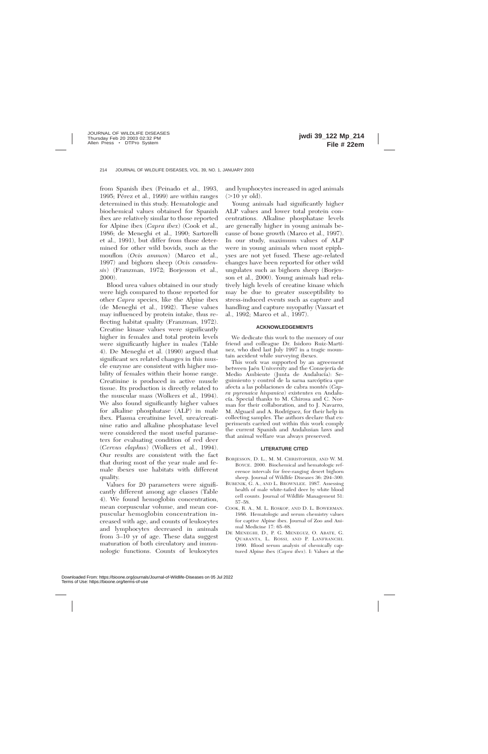from Spanish ibex (Peinado et al., 1993, 1995; Pérez et al., 1999) are within ranges determined in this study. Hematologic and biochemical values obtained for Spanish ibex are relatively similar to those reported for Alpine ibex (*Capra ibex*) (Cook et al., 1986; de Meneghi et al., 1990; Sartorelli et al., 1991), but differ from those determined for other wild bovids, such as the mouflon (*Ovis ammon*) (Marco et al., 1997) and bighorn sheep (*Ovis canadensis*) (Franzman, 1972; Borjesson et al., 2000).

Blood urea values obtained in our study were high compared to those reported for other *Capra* species, like the Alpine ibex (de Meneghi et al., 1992). These values may influenced by protein intake, thus reflecting habitat quality (Franzman, 1972). Creatine kinase values were significantly higher in females and total protein levels were significantly higher in males (Table 4). De Meneghi et al. (1990) argued that significant sex related changes in this muscle enzyme are consistent with higher mobility of females within their home range. Creatinine is produced in active muscle tissue. Its production is directly related to the muscular mass (Wolkers et al., 1994). We also found significantly higher values for alkaline phosphatase (ALP) in male ibex. Plasma creatinine level, urea/creatinine ratio and alkaline phosphatase level were considered the most useful parameters for evaluating condition of red deer (*Cervus elaphus*) (Wolkers et al., 1994). Our results are consistent with the fact that during most of the year male and female ibexes use habitats with different quality.

Values for 20 parameters were significantly different among age classes (Table 4). We found hemoglobin concentration, mean corpuscular volume, and mean corpuscular hemoglobin concentration increased with age, and counts of leukocytes and lymphocytes decreased in animals from 3–10 yr of age. These data suggest maturation of both circulatory and immunologic functions. Counts of leukocytes and lymphocytes increased in aged animals (>10 yr old).

Young animals had significantly higher ALP values and lower total protein concentrations. Alkaline phosphatase levels are generally higher in young animals because of bone growth (Marco et al., 1997). In our study, maximum values of ALP were in young animals when most epiphyses are not yet fused. These age-related changes have been reported for other wild ungulates such as bighorn sheep (Borjesson et al., 2000). Young animals had relatively high levels of creatine kinase which may be due to greater susceptibility to stress-induced events such as capture and handling and capture myopathy (Vassart et al., 1992; Marco et al., 1997).

## ACKNOWLEDGEMENTS

We dedicate this work to the memory of our friend and colleague Dr. Isidoro Ruiz-Martínez, who died last July 1997 in a tragic mountain accident while surveying ibexes.

This work was supported by an agreement between Jaén University and the Consejería de Medio Ambiente (Junta de Andalucía): Seguimiento y control de la sarna sarcóptica que afecta a las poblaciones de cabra montés (*Capra pyrenaica hispanica*) existentes en Andalucía. Special thanks to M. Chirosa and C. Norman for their collaboration, and to J. Navarro, M. Alguacil and A. Rodríguez, for their help in collecting samples. The authors declare that experiments carried out within this work comply the current Spanish and Andalusian laws and that animal welfare was always preserved.

## LITERATURE CITED

BORJESSON, D. L., M. M. CHRISTOPHER, AND W. M. BOYCE. 2000. Biochemical and hematologic reference intervals for free-ranging desert bighorn sheep. Journal of Wildlife Diseases 36: 294–300.

BUBENIK, G. A., AND L. BROWNLEE. 1987. Assessing health of male white-tailed deer by white blood cell counts. Journal of Wildlife Management 51: 57–58.

COOK, R. A., M. L. ROSKOP, AND D. L. BOWERMAN. 1986. Hematologic and serum chemistry values for captive Alpine ibex. Journal of Zoo and Animal Medicine 17: 65–68.

DE MENEGHI, D., P. G. MENEGUZ, O. ABATE, G. QUARANTA, L. ROSSI, AND P. LANFRANCHI. 1990. Blood serum analysis of chemically captured Alpine ibex (*Capra ibex*). I: Values at the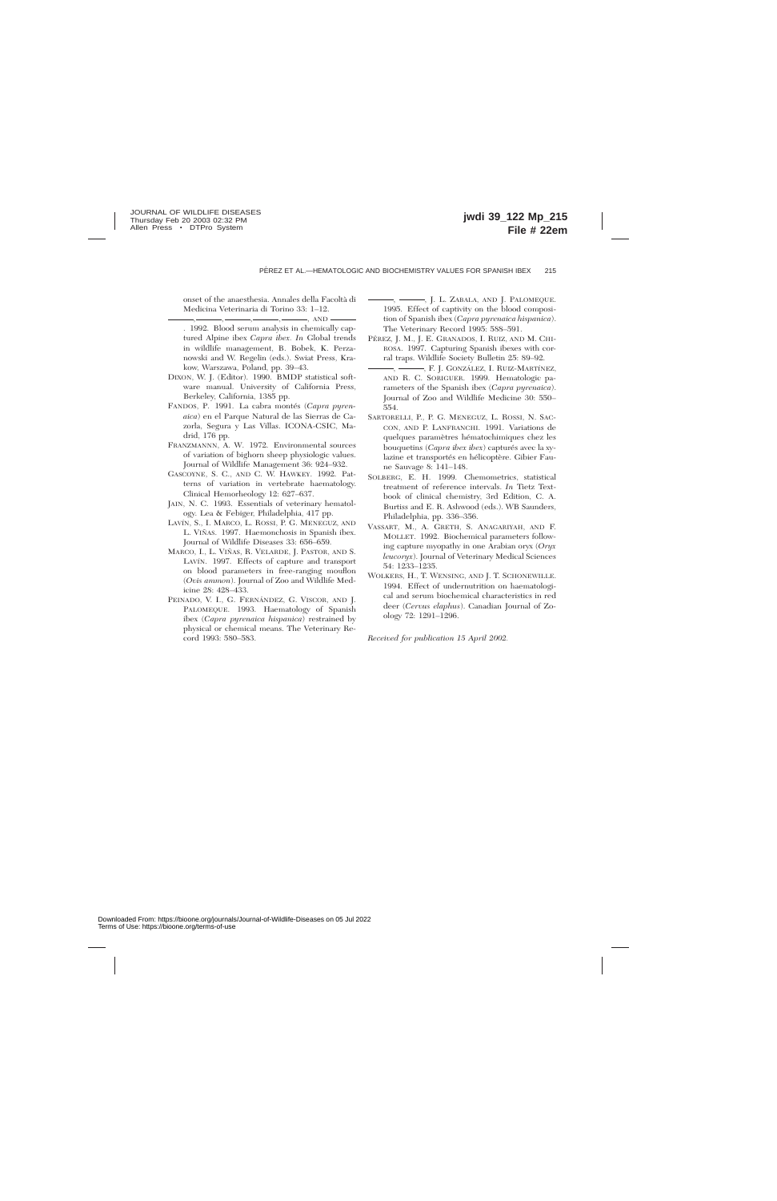onset of the anaesthesia. Annales della Facoltà di Medicina Veterinaria di Torino 33: 1–12.

———, ———, ———, ———, ———, AND ———. 1992. Blood serum analysis in chemically captured Alpine ibex *Capra ibex*. *In* Global trends in wildlife management, B. Bobek, K. Perzanowski and W. Regelin (eds.). Swiat Press, Krakow, Warszawa, Poland, pp. 39–43.

DIXON, W. J. (Editor). 1990. BMDP statistical software manual. University of California Press, Berkeley, California, 1385 pp.

FANDOS, P. 1991. La cabra montés (*Capra pyrenaica*) en el Parque Natural de las Sierras de Cazorla, Segura y Las Villas. ICONA-CSIC, Madrid, 176 pp.

FRANZMANNN, A. W. 1972. Environmental sources of variation of bighorn sheep physiologic values. Journal of Wildlife Management 36: 924–932.

GASCOYNE, S. C., AND C. W. HAWKEY. 1992. Patterns of variation in vertebrate haematology. Clinical Hemorheology 12: 627–637.

JAIN, N. C. 1993. Essentials of veterinary hematology. Lea & Febiger, Philadelphia, 417 pp.

LAVÍN, S., I. MARCO, L. ROSSI, P. G. MENEGUZ, AND L. VIÑAS. 1997. Haemonchosis in Spanish ibex. Journal of Wildlife Diseases 33: 656–659.

MARCO, I., L. VIÑAS, R. VELARDE, J. PASTOR, AND S. LAVÍN. 1997. Effects of capture and transport on blood parameters in free-ranging mouflon (*Ovis ammon*). Journal of Zoo and Wildlife Medicine 28: 428–433.

PEINADO, V. I., G. FERNÁNDEZ, G. VISCOR, AND J. PALOMEQUE. 1993. Haematology of Spanish ibex (*Capra pyrenaica hispanica*) restrained by physical or chemical means. The Veterinary Record 1993: 580–583.

———, ———, J. L. ZABALA, AND J. PALOMEQUE. 1995. Effect of captivity on the blood composition of Spanish ibex (*Capra pyrenaica hispanica*). The Veterinary Record 1995: 588–591.

PÉREZ, J. M., J. E. GRANADOS, I. RUIZ, AND M. CHIROSA. 1997. Capturing Spanish ibexes with corral traps. Wildlife Society Bulletin 25: 89–92.

———, ———, F. J. GONZÁLEZ, I. RUIZ-MARTÍNEZ, AND R. C. SORIGUER. 1999. Hematologic parameters of the Spanish ibex (*Capra pyrenaica*). Journal of Zoo and Wildlife Medicine 30: 550–554.

SARTORELLI, P., P. G. MENEGUZ, L. ROSSI, N. SACCON, AND P. LANFRANCHI. 1991. Variations de quelques paramètres hématochimiques chez les bouquetins (*Capra ibex ibex*) capturés avec la xylazine et transportés en hélicoptère. Gibier Faune Sauvage 8: 141–148.

SOLBERG, E. H. 1999. Chemometrics, statistical treatment of reference intervals. *In* Tietz Textbook of clinical chemistry, 3rd Edition, C. A. Burtiss and E. R. Ashwood (eds.). WB Saunders, Philadelphia, pp. 336–356.

VASSART, M., A. GRETH, S. ANAGARIYAH, AND F. MOLLET. 1992. Biochemical parameters following capture myopathy in one Arabian oryx (*Oryx leucoryx*). Journal of Veterinary Medical Sciences 54: 1233–1235.

WOLKERS, H., T. WENSING, AND J. T. SCHONEWILLE. 1994. Effect of undernutrition on haematological and serum biochemical characteristics in red deer (*Cervus elaphus*). Canadian Journal of Zoology 72: 1291–1296.

*Received for publication 15 April 2002.*